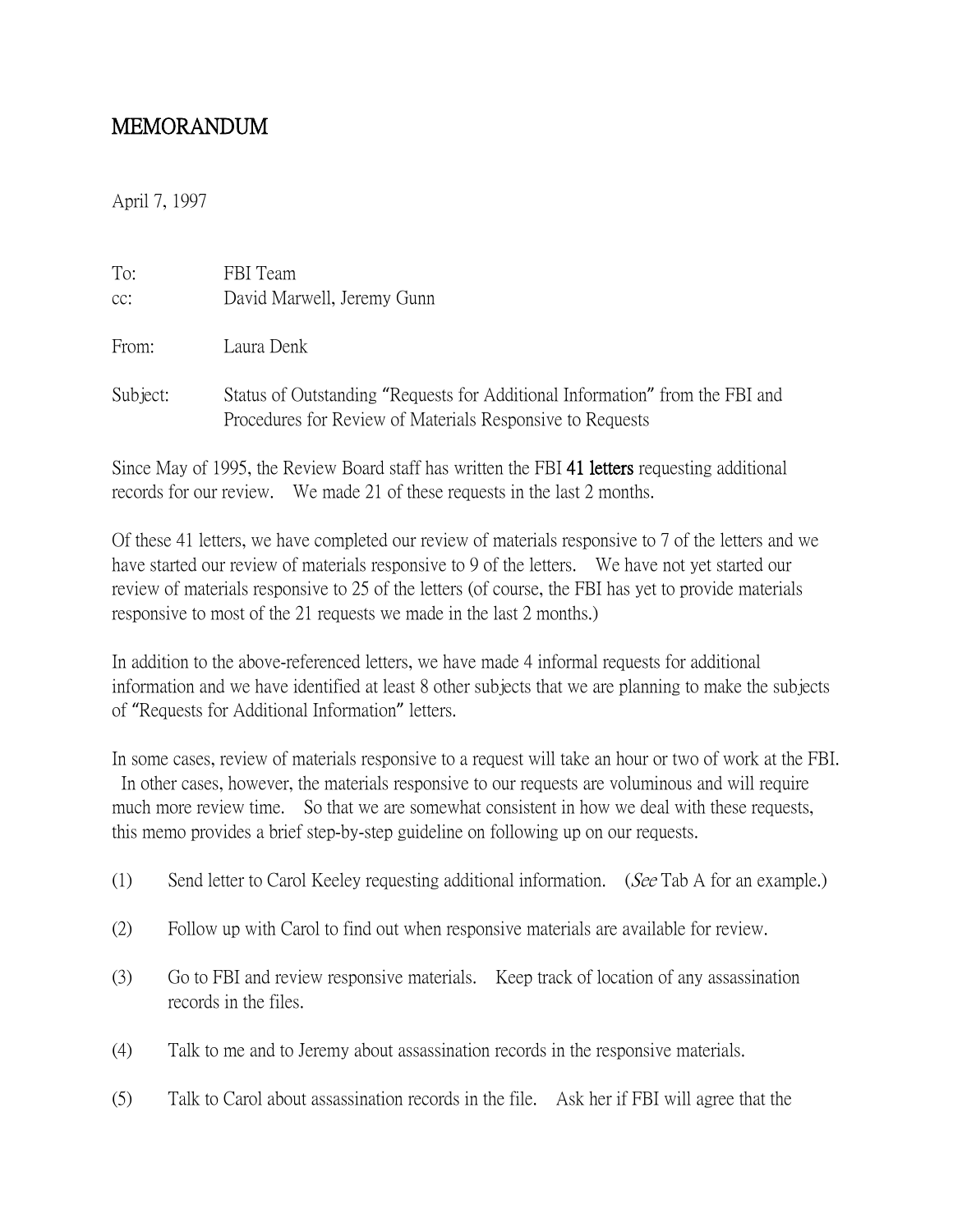# MEMORANDUM

April 7, 1997

To: FBI Team
cc: David Marwell, Jeremy Gunn

From: Laura Denk

Subject: Status of Outstanding "Requests for Additional Information" from the FBI and Procedures for Review of Materials Responsive to Requests

Since May of 1995, the Review Board staff has written the FBI **41 letters** requesting additional records for our review. We made 21 of these requests in the last 2 months.

Of these 41 letters, we have completed our review of materials responsive to 7 of the letters and we have started our review of materials responsive to 9 of the letters. We have not yet started our review of materials responsive to 25 of the letters (of course, the FBI has yet to provide materials responsive to most of the 21 requests we made in the last 2 months.)

In addition to the above-referenced letters, we have made 4 informal requests for additional information and we have identified at least 8 other subjects that we are planning to make the subjects of "Requests for Additional Information" letters.

In some cases, review of materials responsive to a request will take an hour or two of work at the FBI. In other cases, however, the materials responsive to our requests are voluminous and will require much more review time. So that we are somewhat consistent in how we deal with these requests, this memo provides a brief step-by-step guideline on following up on our requests.

(1) Send letter to Carol Keeley requesting additional information. (*See* Tab A for an example.)

(2) Follow up with Carol to find out when responsive materials are available for review.

(3) Go to FBI and review responsive materials. Keep track of location of any assassination records in the files.

(4) Talk to me and to Jeremy about assassination records in the responsive materials.

(5) Talk to Carol about assassination records in the file. Ask her if FBI will agree that the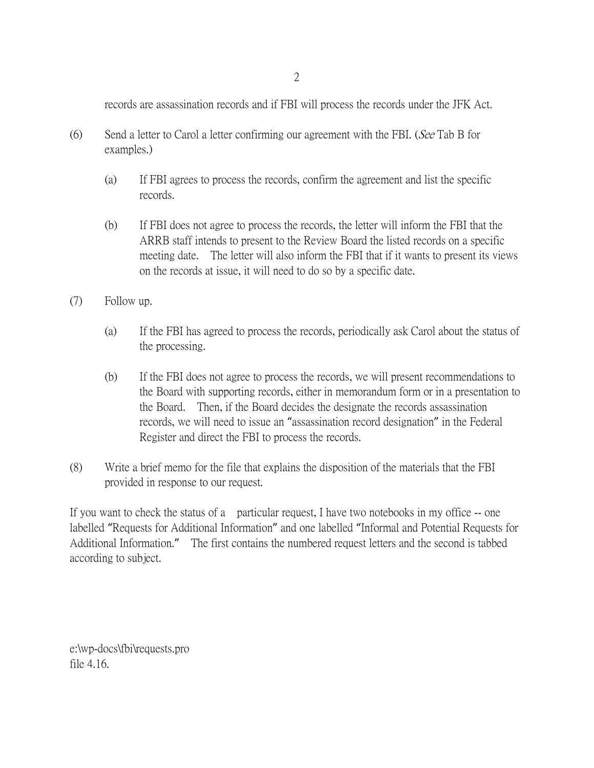records are assassination records and if FBI will process the records under the JFK Act.

(6) Send a letter to Carol a letter confirming our agreement with the FBI. (*See* Tab B for examples.)

  (a) If FBI agrees to process the records, confirm the agreement and list the specific records.

  (b) If FBI does not agree to process the records, the letter will inform the FBI that the ARRB staff intends to present to the Review Board the listed records on a specific meeting date. The letter will also inform the FBI that if it wants to present its views on the records at issue, it will need to do so by a specific date.

(7) Follow up.

  (a) If the FBI has agreed to process the records, periodically ask Carol about the status of the processing.

  (b) If the FBI does not agree to process the records, we will present recommendations to the Board with supporting records, either in memorandum form or in a presentation to the Board. Then, if the Board decides the designate the records assassination records, we will need to issue an "assassination record designation" in the Federal Register and direct the FBI to process the records.

(8) Write a brief memo for the file that explains the disposition of the materials that the FBI provided in response to our request.

If you want to check the status of a particular request, I have two notebooks in my office -- one labelled "Requests for Additional Information" and one labelled "Informal and Potential Requests for Additional Information." The first contains the numbered request letters and the second is tabbed according to subject.

e:\wp-docs\fbi\requests.pro
file 4.16.